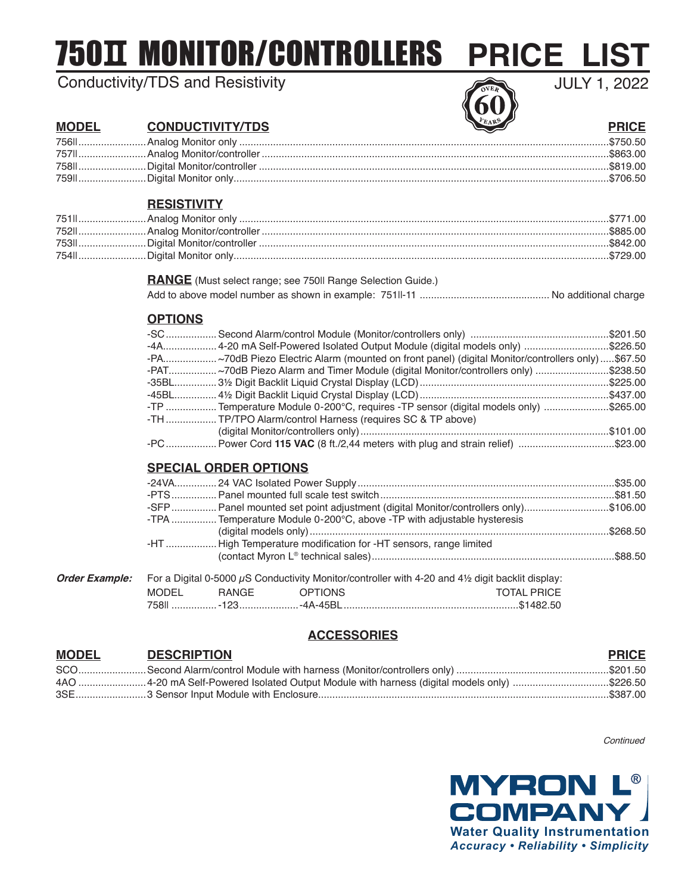# 750II MONITOR/CONTROLLERS PRICE LIST

Conductivity/TDS and Resistivity

JULY 1, 2022

| MODEL | CONDUCTIVITY/TDS | PRICE |
|---|---|---|
| 756II | Analog Monitor only | $750.50 |
| 757II | Analog Monitor/controller | $863.00 |
| 758II | Digital Monitor/controller | $819.00 |
| 759II | Digital Monitor only | $706.50 |

**RESISTIVITY**

| MODEL | RESISTIVITY | PRICE |
|---|---|---|
| 751II | Analog Monitor only | $771.00 |
| 752II | Analog Monitor/controller | $885.00 |
| 753II | Digital Monitor/controller | $842.00 |
| 754II | Digital Monitor only | $729.00 |

**RANGE** (Must select range; see 750II Range Selection Guide.)

Add to above model number as shown in example: 751II-11 .......... No additional charge

**OPTIONS**

| Option | Description | Price |
|---|---|---|
| -SC | Second Alarm/control Module (Monitor/controllers only) | $201.50 |
| -4A | 4-20 mA Self-Powered Isolated Output Module (digital models only) | $226.50 |
| -PA | ~70dB Piezo Electric Alarm (mounted on front panel) (digital Monitor/controllers only) | $67.50 |
| -PAT | ~70dB Piezo Alarm and Timer Module (digital Monitor/controllers only) | $238.50 |
| -35BL | 3½ Digit Backlit Liquid Crystal Display (LCD) | $225.00 |
| -45BL | 4½ Digit Backlit Liquid Crystal Display (LCD) | $437.00 |
| -TP | Temperature Module 0-200°C, requires -TP sensor (digital models only) | $265.00 |
| -TH | TP/TPO Alarm/control Harness (requires SC & TP above) (digital Monitor/controllers only) | $101.00 |
| -PC | Power Cord **115 VAC** (8 ft./2,44 meters with plug and strain relief) | $23.00 |

**SPECIAL ORDER OPTIONS**

| Option | Description | Price |
|---|---|---|
| -24VA | 24 VAC Isolated Power Supply | $35.00 |
| -PTS | Panel mounted full scale test switch | $81.50 |
| -SFP | Panel mounted set point adjustment (digital Monitor/controllers only) | $106.00 |
| -TPA | Temperature Module 0-200°C, above -TP with adjustable hysteresis (digital models only) | $268.50 |
| -HT | High Temperature modification for -HT sensors, range limited (contact Myron L® technical sales) | $88.50 |

***Order Example:*** For a Digital 0-5000 μS Conductivity Monitor/controller with 4-20 and 4½ digit backlit display:

| MODEL | RANGE | OPTIONS | TOTAL PRICE |
|---|---|---|---|
| 758II | -123 | -4A-45BL | $1482.50 |

## ACCESSORIES

| MODEL | DESCRIPTION | PRICE |
|---|---|---|
| SCO | Second Alarm/control Module with harness (Monitor/controllers only) | $201.50 |
| 4AO | 4-20 mA Self-Powered Isolated Output Module with harness (digital models only) | $226.50 |
| 3SE | 3 Sensor Input Module with Enclosure | $387.00 |

*Continued*

**MYRON L® COMPANY**
Water Quality Instrumentation
*Accuracy • Reliability • Simplicity*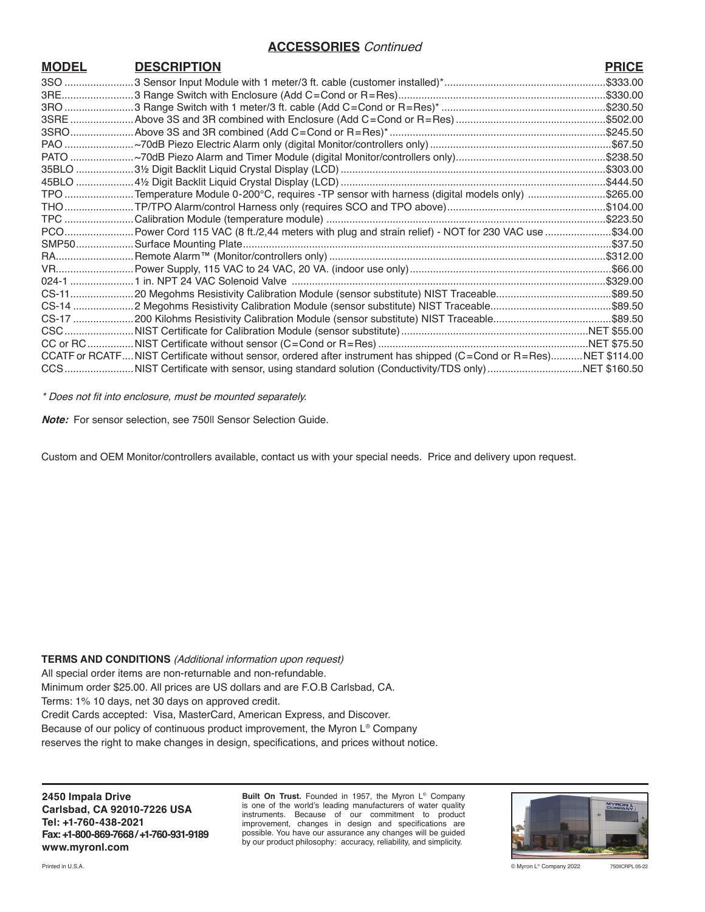## ACCESSORIES *Continued*

| MODEL | DESCRIPTION | PRICE |
|---|---|---|
| 3SO | 3 Sensor Input Module with 1 meter/3 ft. cable (customer installed)* | $333.00 |
| 3RE | 3 Range Switch with Enclosure (Add C=Cond or R=Res) | $330.00 |
| 3RO | 3 Range Switch with 1 meter/3 ft. cable (Add C=Cond or R=Res)* | $230.50 |
| 3SRE | Above 3S and 3R combined with Enclosure (Add C=Cond or R=Res) | $502.00 |
| 3SRO | Above 3S and 3R combined (Add C=Cond or R=Res)* | $245.50 |
| PAO | ~70dB Piezo Electric Alarm only (digital Monitor/controllers only) | $67.50 |
| PATO | ~70dB Piezo Alarm and Timer Module (digital Monitor/controllers only) | $238.50 |
| 35BLO | 3½ Digit Backlit Liquid Crystal Display (LCD) | $303.00 |
| 45BLO | 4½ Digit Backlit Liquid Crystal Display (LCD) | $444.50 |
| TPO | Temperature Module 0-200°C, requires -TP sensor with harness (digital models only) | $265.00 |
| THO | TP/TPO Alarm/control Harness only (requires SCO and TPO above) | $104.00 |
| TPC | Calibration Module (temperature module) | $223.50 |
| PCO | Power Cord 115 VAC (8 ft./2,44 meters with plug and strain relief) - NOT for 230 VAC use | $34.00 |
| SMP50 | Surface Mounting Plate | $37.50 |
| RA | Remote Alarm™ (Monitor/controllers only) | $312.00 |
| VR | Power Supply, 115 VAC to 24 VAC, 20 VA. (indoor use only) | $66.00 |
| 024-1 | 1 in. NPT 24 VAC Solenoid Valve | $329.00 |
| CS-11 | 20 Megohms Resistivity Calibration Module (sensor substitute) NIST Traceable | $89.50 |
| CS-14 | 2 Megohms Resistivity Calibration Module (sensor substitute) NIST Traceable | $89.50 |
| CS-17 | 200 Kilohms Resistivity Calibration Module (sensor substitute) NIST Traceable | $89.50 |
| CSC | NIST Certificate for Calibration Module (sensor substitute) | NET $55.00 |
| CC or RC | NIST Certificate without sensor (C=Cond or R=Res) | NET $75.50 |
| CCATF or RCATF | NIST Certificate without sensor, ordered after instrument has shipped (C=Cond or R=Res) | NET $114.00 |
| CCS | NIST Certificate with sensor, using standard solution (Conductivity/TDS only) | NET $160.50 |

*\* Does not fit into enclosure, must be mounted separately.*

***Note:*** For sensor selection, see 750II Sensor Selection Guide.

Custom and OEM Monitor/controllers available, contact us with your special needs. Price and delivery upon request.

**TERMS AND CONDITIONS** *(Additional information upon request)*
All special order items are non-returnable and non-refundable.
Minimum order $25.00. All prices are US dollars and are F.O.B Carlsbad, CA.
Terms: 1% 10 days, net 30 days on approved credit.
Credit Cards accepted: Visa, MasterCard, American Express, and Discover.
Because of our policy of continuous product improvement, the Myron L® Company reserves the right to make changes in design, specifications, and prices without notice.

**2450 Impala Drive**
**Carlsbad, CA 92010-7226 USA**
**Tel: +1-760-438-2021**
**Fax: +1-800-869-7668 / +1-760-931-9189**
**www.myronl.com**

**Built On Trust.** Founded in 1957, the Myron L® Company is one of the world's leading manufacturers of water quality instruments. Because of our commitment to product improvement, changes in design and specifications are possible. You have our assurance any changes will be guided by our product philosophy: accuracy, reliability, and simplicity.

Printed in U.S.A.

© Myron L® Company 2022 750IICRPL 05-22